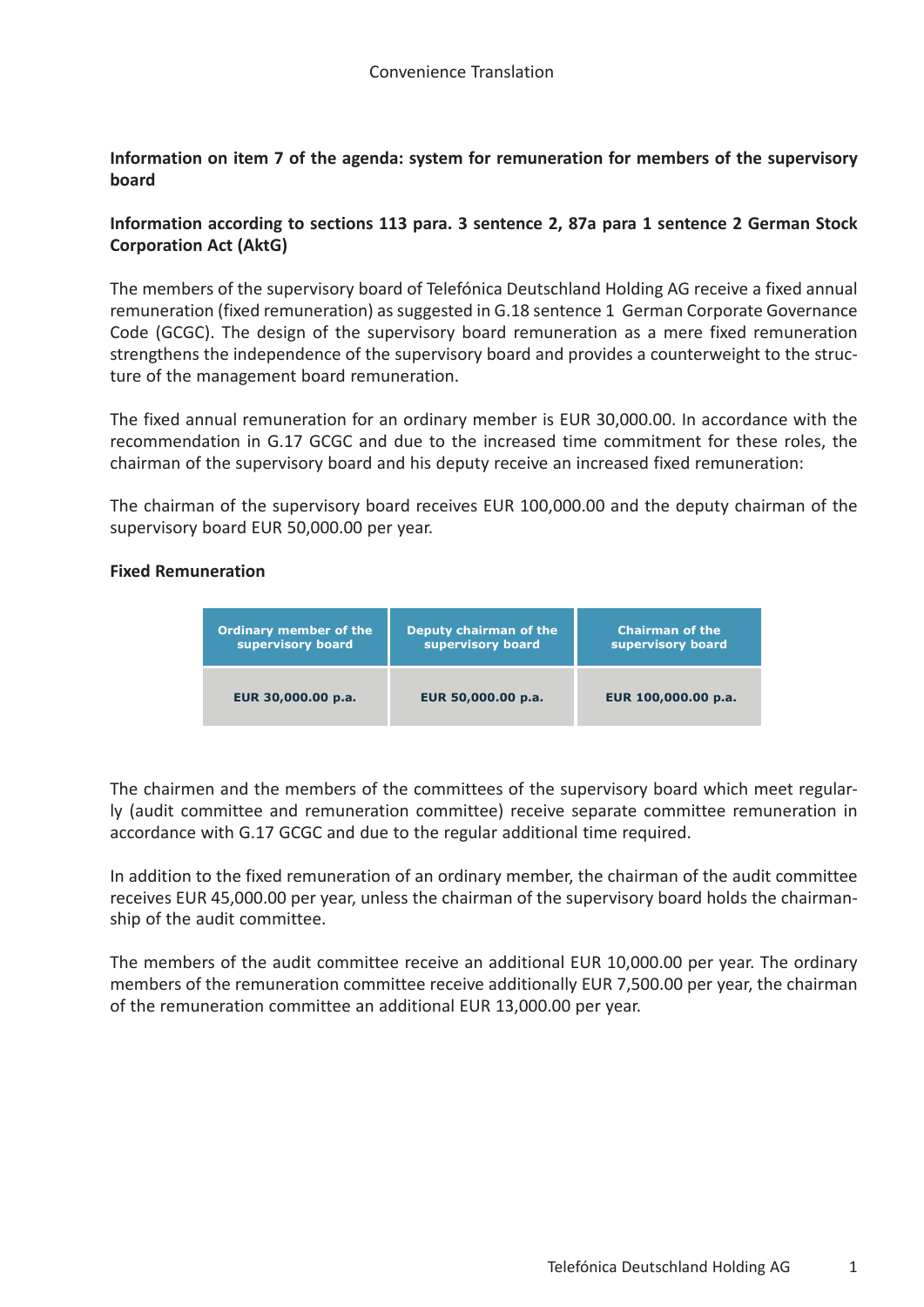**Information on item 7 of the agenda: system for remuneration for members of the supervisory board**

**Information according to sections 113 para. 3 sentence 2, 87a para 1 sentence 2 German Stock Corporation Act (AktG)**

The members of the supervisory board of Telefónica Deutschland Holding AG receive a fixed annual remuneration (fixed remuneration) as suggested in G.18 sentence 1 German Corporate Governance Code (GCGC). The design of the supervisory board remuneration as a mere fixed remuneration strengthens the independence of the supervisory board and provides a counterweight to the structure of the management board remuneration.

The fixed annual remuneration for an ordinary member is EUR 30,000.00. In accordance with the recommendation in G.17 GCGC and due to the increased time commitment for these roles, the chairman of the supervisory board and his deputy receive an increased fixed remuneration:

The chairman of the supervisory board receives EUR 100,000.00 and the deputy chairman of the supervisory board EUR 50,000.00 per year.

**Fixed Remuneration**

| Ordinary member of the supervisory board | Deputy chairman of the supervisory board | Chairman of the supervisory board |
|---|---|---|
| EUR 30,000.00 p.a. | EUR 50,000.00 p.a. | EUR 100,000.00 p.a. |

The chairmen and the members of the committees of the supervisory board which meet regularly (audit committee and remuneration committee) receive separate committee remuneration in accordance with G.17 GCGC and due to the regular additional time required.

In addition to the fixed remuneration of an ordinary member, the chairman of the audit committee receives EUR 45,000.00 per year, unless the chairman of the supervisory board holds the chairmanship of the audit committee.

The members of the audit committee receive an additional EUR 10,000.00 per year. The ordinary members of the remuneration committee receive additionally EUR 7,500.00 per year, the chairman of the remuneration committee an additional EUR 13,000.00 per year.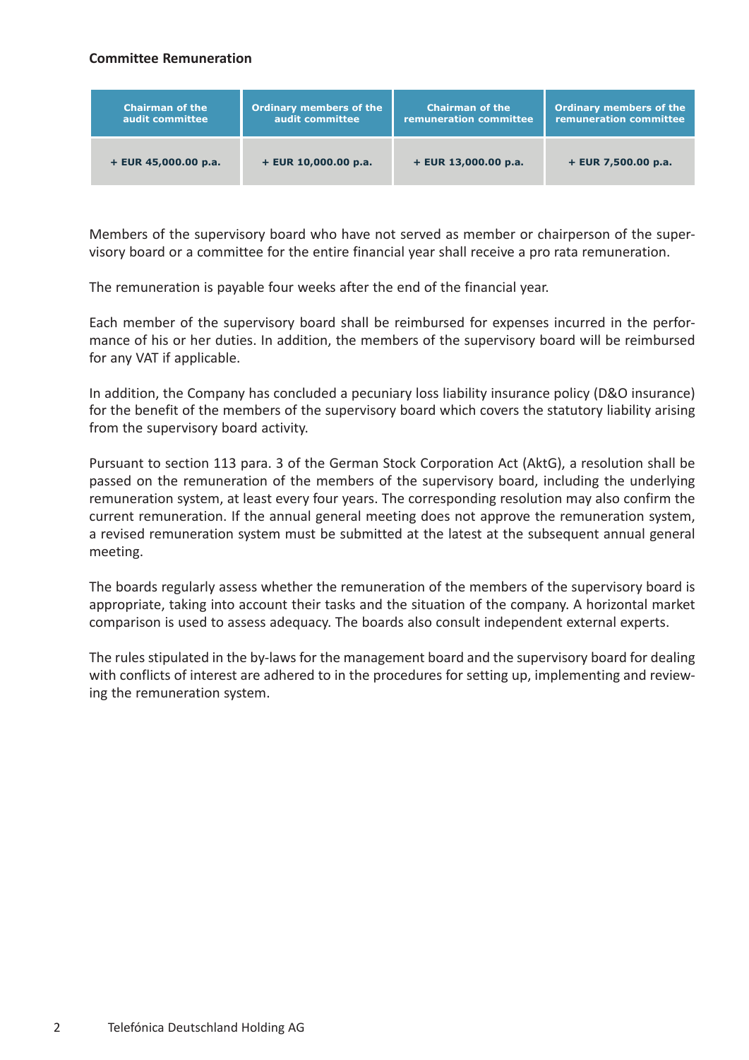**Committee Remuneration**

| Chairman of the audit committee | Ordinary members of the audit committee | Chairman of the remuneration committee | Ordinary members of the remuneration committee |
|---|---|---|---|
| + EUR 45,000.00 p.a. | + EUR 10,000.00 p.a. | + EUR 13,000.00 p.a. | + EUR 7,500.00 p.a. |

Members of the supervisory board who have not served as member or chairperson of the supervisory board or a committee for the entire financial year shall receive a pro rata remuneration.

The remuneration is payable four weeks after the end of the financial year.

Each member of the supervisory board shall be reimbursed for expenses incurred in the performance of his or her duties. In addition, the members of the supervisory board will be reimbursed for any VAT if applicable.

In addition, the Company has concluded a pecuniary loss liability insurance policy (D&O insurance) for the benefit of the members of the supervisory board which covers the statutory liability arising from the supervisory board activity.

Pursuant to section 113 para. 3 of the German Stock Corporation Act (AktG), a resolution shall be passed on the remuneration of the members of the supervisory board, including the underlying remuneration system, at least every four years. The corresponding resolution may also confirm the current remuneration. If the annual general meeting does not approve the remuneration system, a revised remuneration system must be submitted at the latest at the subsequent annual general meeting.

The boards regularly assess whether the remuneration of the members of the supervisory board is appropriate, taking into account their tasks and the situation of the company. A horizontal market comparison is used to assess adequacy. The boards also consult independent external experts.

The rules stipulated in the by-laws for the management board and the supervisory board for dealing with conflicts of interest are adhered to in the procedures for setting up, implementing and reviewing the remuneration system.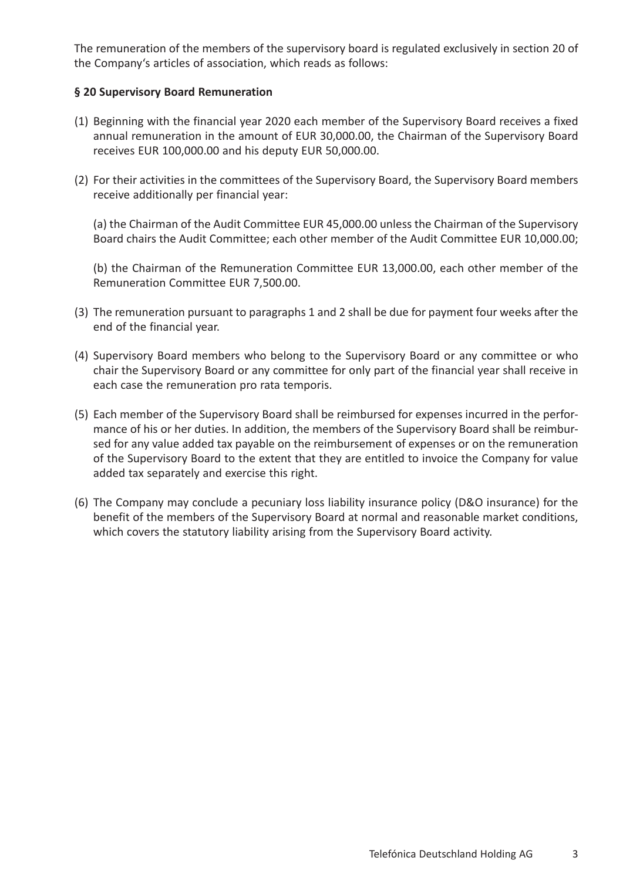The remuneration of the members of the supervisory board is regulated exclusively in section 20 of the Company's articles of association, which reads as follows:

**§ 20 Supervisory Board Remuneration**

(1) Beginning with the financial year 2020 each member of the Supervisory Board receives a fixed annual remuneration in the amount of EUR 30,000.00, the Chairman of the Supervisory Board receives EUR 100,000.00 and his deputy EUR 50,000.00.

(2) For their activities in the committees of the Supervisory Board, the Supervisory Board members receive additionally per financial year:

(a) the Chairman of the Audit Committee EUR 45,000.00 unless the Chairman of the Supervisory Board chairs the Audit Committee; each other member of the Audit Committee EUR 10,000.00;

(b) the Chairman of the Remuneration Committee EUR 13,000.00, each other member of the Remuneration Committee EUR 7,500.00.

(3) The remuneration pursuant to paragraphs 1 and 2 shall be due for payment four weeks after the end of the financial year.

(4) Supervisory Board members who belong to the Supervisory Board or any committee or who chair the Supervisory Board or any committee for only part of the financial year shall receive in each case the remuneration pro rata temporis.

(5) Each member of the Supervisory Board shall be reimbursed for expenses incurred in the performance of his or her duties. In addition, the members of the Supervisory Board shall be reimbursed for any value added tax payable on the reimbursement of expenses or on the remuneration of the Supervisory Board to the extent that they are entitled to invoice the Company for value added tax separately and exercise this right.

(6) The Company may conclude a pecuniary loss liability insurance policy (D&O insurance) for the benefit of the members of the Supervisory Board at normal and reasonable market conditions, which covers the statutory liability arising from the Supervisory Board activity.